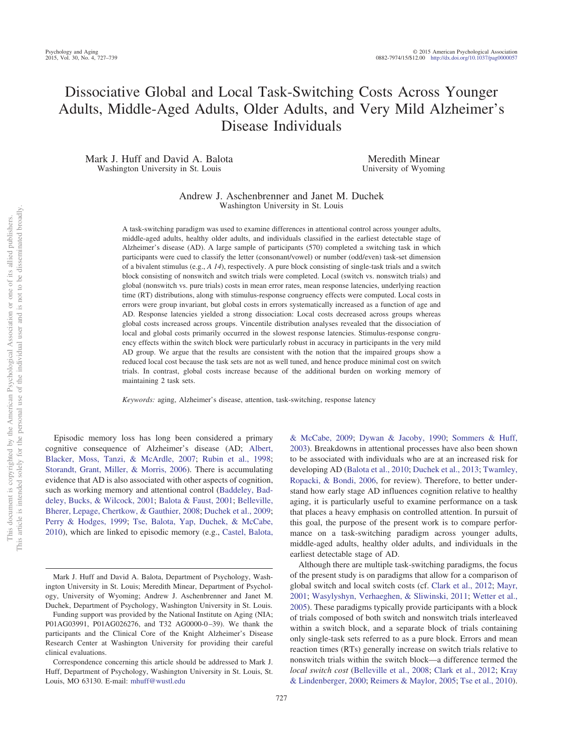# Dissociative Global and Local Task-Switching Costs Across Younger Adults, Middle-Aged Adults, Older Adults, and Very Mild Alzheimer's Disease Individuals

Mark J. Huff and David A. Balota
Washington University in St. Louis

Meredith Minear
University of Wyoming

Andrew J. Aschenbrenner and Janet M. Duchek
Washington University in St. Louis

A task-switching paradigm was used to examine differences in attentional control across younger adults, middle-aged adults, healthy older adults, and individuals classified in the earliest detectable stage of Alzheimer's disease (AD). A large sample of participants (570) completed a switching task in which participants were cued to classify the letter (consonant/vowel) or number (odd/even) task-set dimension of a bivalent stimulus (e.g., *A 14*), respectively. A pure block consisting of single-task trials and a switch block consisting of nonswitch and switch trials were completed. Local (switch vs. nonswitch trials) and global (nonswitch vs. pure trials) costs in mean error rates, mean response latencies, underlying reaction time (RT) distributions, along with stimulus-response congruency effects were computed. Local costs in errors were group invariant, but global costs in errors systematically increased as a function of age and AD. Response latencies yielded a strong dissociation: Local costs decreased across groups whereas global costs increased across groups. Vincentile distribution analyses revealed that the dissociation of local and global costs primarily occurred in the slowest response latencies. Stimulus-response congruency effects within the switch block were particularly robust in accuracy in participants in the very mild AD group. We argue that the results are consistent with the notion that the impaired groups show a reduced local cost because the task sets are not as well tuned, and hence produce minimal cost on switch trials. In contrast, global costs increase because of the additional burden on working memory of maintaining 2 task sets.

*Keywords:* aging, Alzheimer's disease, attention, task-switching, response latency

Episodic memory loss has long been considered a primary cognitive consequence of Alzheimer's disease (AD; Albert, Blacker, Moss, Tanzi, & McArdle, 2007; Rubin et al., 1998; Storandt, Grant, Miller, & Morris, 2006). There is accumulating evidence that AD is also associated with other aspects of cognition, such as working memory and attentional control (Baddeley, Baddeley, Bucks, & Wilcock, 2001; Balota & Faust, 2001; Belleville, Bherer, Lepage, Chertkow, & Gauthier, 2008; Duchek et al., 2009; Perry & Hodges, 1999; Tse, Balota, Yap, Duchek, & McCabe, 2010), which are linked to episodic memory (e.g., Castel, Balota, & McCabe, 2009; Dywan & Jacoby, 1990; Sommers & Huff, 2003). Breakdowns in attentional processes have also been shown to be associated with individuals who are at an increased risk for developing AD (Balota et al., 2010; Duchek et al., 2013; Twamley, Ropacki, & Bondi, 2006, for review). Therefore, to better understand how early stage AD influences cognition relative to healthy aging, it is particularly useful to examine performance on a task that places a heavy emphasis on controlled attention. In pursuit of this goal, the purpose of the present work is to compare performance on a task-switching paradigm across younger adults, middle-aged adults, healthy older adults, and individuals in the earliest detectable stage of AD.

Although there are multiple task-switching paradigms, the focus of the present study is on paradigms that allow for a comparison of global switch and local switch costs (cf. Clark et al., 2012; Mayr, 2001; Wasylyshyn, Verhaeghen, & Sliwinski, 2011; Wetter et al., 2005). These paradigms typically provide participants with a block of trials composed of both switch and nonswitch trials interleaved within a switch block, and a separate block of trials containing only single-task sets referred to as a pure block. Errors and mean reaction times (RTs) generally increase on switch trials relative to nonswitch trials within the switch block—a difference termed the *local switch cost* (Belleville et al., 2008; Clark et al., 2012; Kray & Lindenberger, 2000; Reimers & Maylor, 2005; Tse et al., 2010).

---

Mark J. Huff and David A. Balota, Department of Psychology, Washington University in St. Louis; Meredith Minear, Department of Psychology, University of Wyoming; Andrew J. Aschenbrenner and Janet M. Duchek, Department of Psychology, Washington University in St. Louis.

Funding support was provided by the National Institute on Aging (NIA; P01AG03991, P01AG026276, and T32 AG0000-0–39). We thank the participants and the Clinical Core of the Knight Alzheimer's Disease Research Center at Washington University for providing their careful clinical evaluations.

Correspondence concerning this article should be addressed to Mark J. Huff, Department of Psychology, Washington University in St. Louis, St. Louis, MO 63130. E-mail: mhuff@wustl.edu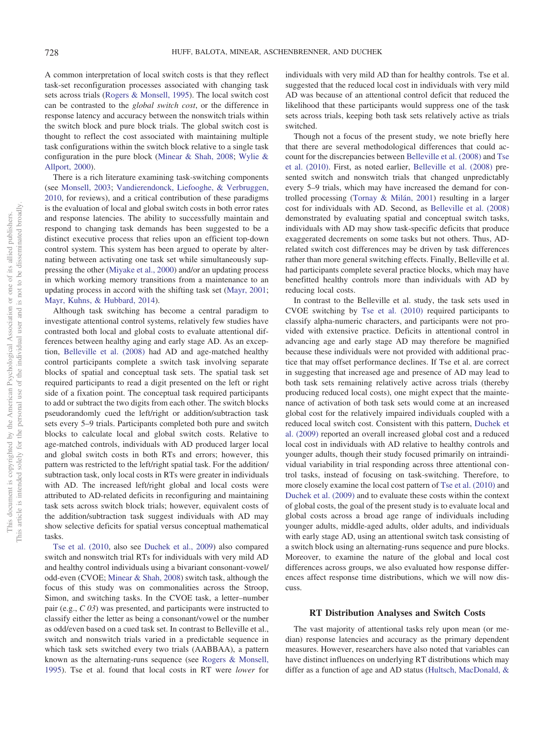A common interpretation of local switch costs is that they reflect task-set reconfiguration processes associated with changing task sets across trials (Rogers & Monsell, 1995). The local switch cost can be contrasted to the *global switch cost*, or the difference in response latency and accuracy between the nonswitch trials within the switch block and pure block trials. The global switch cost is thought to reflect the cost associated with maintaining multiple task configurations within the switch block relative to a single task configuration in the pure block (Minear & Shah, 2008; Wylie & Allport, 2000).

There is a rich literature examining task-switching components (see Monsell, 2003; Vandierendonck, Liefooghe, & Verbruggen, 2010, for reviews), and a critical contribution of these paradigms is the evaluation of local and global switch costs in both error rates and response latencies. The ability to successfully maintain and respond to changing task demands has been suggested to be a distinct executive process that relies upon an efficient top-down control system. This system has been argued to operate by alternating between activating one task set while simultaneously suppressing the other (Miyake et al., 2000) and/or an updating process in which working memory transitions from a maintenance to an updating process in accord with the shifting task set (Mayr, 2001; Mayr, Kuhns, & Hubbard, 2014).

Although task switching has become a central paradigm to investigate attentional control systems, relatively few studies have contrasted both local and global costs to evaluate attentional differences between healthy aging and early stage AD. As an exception, Belleville et al. (2008) had AD and age-matched healthy control participants complete a switch task involving separate blocks of spatial and conceptual task sets. The spatial task set required participants to read a digit presented on the left or right side of a fixation point. The conceptual task required participants to add or subtract the two digits from each other. The switch blocks pseudorandomly cued the left/right or addition/subtraction task sets every 5–9 trials. Participants completed both pure and switch blocks to calculate local and global switch costs. Relative to age-matched controls, individuals with AD produced larger local and global switch costs in both RTs and errors; however, this pattern was restricted to the left/right spatial task. For the addition/subtraction task, only local costs in RTs were greater in individuals with AD. The increased left/right global and local costs were attributed to AD-related deficits in reconfiguring and maintaining task sets across switch block trials; however, equivalent costs of the addition/subtraction task suggest individuals with AD may show selective deficits for spatial versus conceptual mathematical tasks.

Tse et al. (2010, also see Duchek et al., 2009) also compared switch and nonswitch trial RTs for individuals with very mild AD and healthy control individuals using a bivariant consonant-vowel/odd-even (CVOE; Minear & Shah, 2008) switch task, although the focus of this study was on commonalities across the Stroop, Simon, and switching tasks. In the CVOE task, a letter–number pair (e.g., *C 03*) was presented, and participants were instructed to classify either the letter as being a consonant/vowel or the number as odd/even based on a cued task set. In contrast to Belleville et al., switch and nonswitch trials varied in a predictable sequence in which task sets switched every two trials (AABBAA), a pattern known as the alternating-runs sequence (see Rogers & Monsell, 1995). Tse et al. found that local costs in RT were *lower* for individuals with very mild AD than for healthy controls. Tse et al. suggested that the reduced local cost in individuals with very mild AD was because of an attentional control deficit that reduced the likelihood that these participants would suppress one of the task sets across trials, keeping both task sets relatively active as trials switched.

Though not a focus of the present study, we note briefly here that there are several methodological differences that could account for the discrepancies between Belleville et al. (2008) and Tse et al. (2010). First, as noted earlier, Belleville et al. (2008) presented switch and nonswitch trials that changed unpredictably every 5–9 trials, which may have increased the demand for controlled processing (Tornay & Milán, 2001) resulting in a larger cost for individuals with AD. Second, as Belleville et al. (2008) demonstrated by evaluating spatial and conceptual switch tasks, individuals with AD may show task-specific deficits that produce exaggerated decrements on some tasks but not others. Thus, AD-related switch cost differences may be driven by task differences rather than more general switching effects. Finally, Belleville et al. had participants complete several practice blocks, which may have benefitted healthy controls more than individuals with AD by reducing local costs.

In contrast to the Belleville et al. study, the task sets used in CVOE switching by Tse et al. (2010) required participants to classify alpha-numeric characters, and participants were not provided with extensive practice. Deficits in attentional control in advancing age and early stage AD may therefore be magnified because these individuals were not provided with additional practice that may offset performance declines. If Tse et al. are correct in suggesting that increased age and presence of AD may lead to both task sets remaining relatively active across trials (thereby producing reduced local costs), one might expect that the maintenance of activation of both task sets would come at an increased global cost for the relatively impaired individuals coupled with a reduced local switch cost. Consistent with this pattern, Duchek et al. (2009) reported an overall increased global cost and a reduced local cost in individuals with AD relative to healthy controls and younger adults, though their study focused primarily on intraindividual variability in trial responding across three attentional control tasks, instead of focusing on task-switching. Therefore, to more closely examine the local cost pattern of Tse et al. (2010) and Duchek et al. (2009) and to evaluate these costs within the context of global costs, the goal of the present study is to evaluate local and global costs across a broad age range of individuals including younger adults, middle-aged adults, older adults, and individuals with early stage AD, using an attentional switch task consisting of a switch block using an alternating-runs sequence and pure blocks. Moreover, to examine the nature of the global and local cost differences across groups, we also evaluated how response differences affect response time distributions, which we will now discuss.

## RT Distribution Analyses and Switch Costs

The vast majority of attentional tasks rely upon mean (or median) response latencies and accuracy as the primary dependent measures. However, researchers have also noted that variables can have distinct influences on underlying RT distributions which may differ as a function of age and AD status (Hultsch, MacDonald, &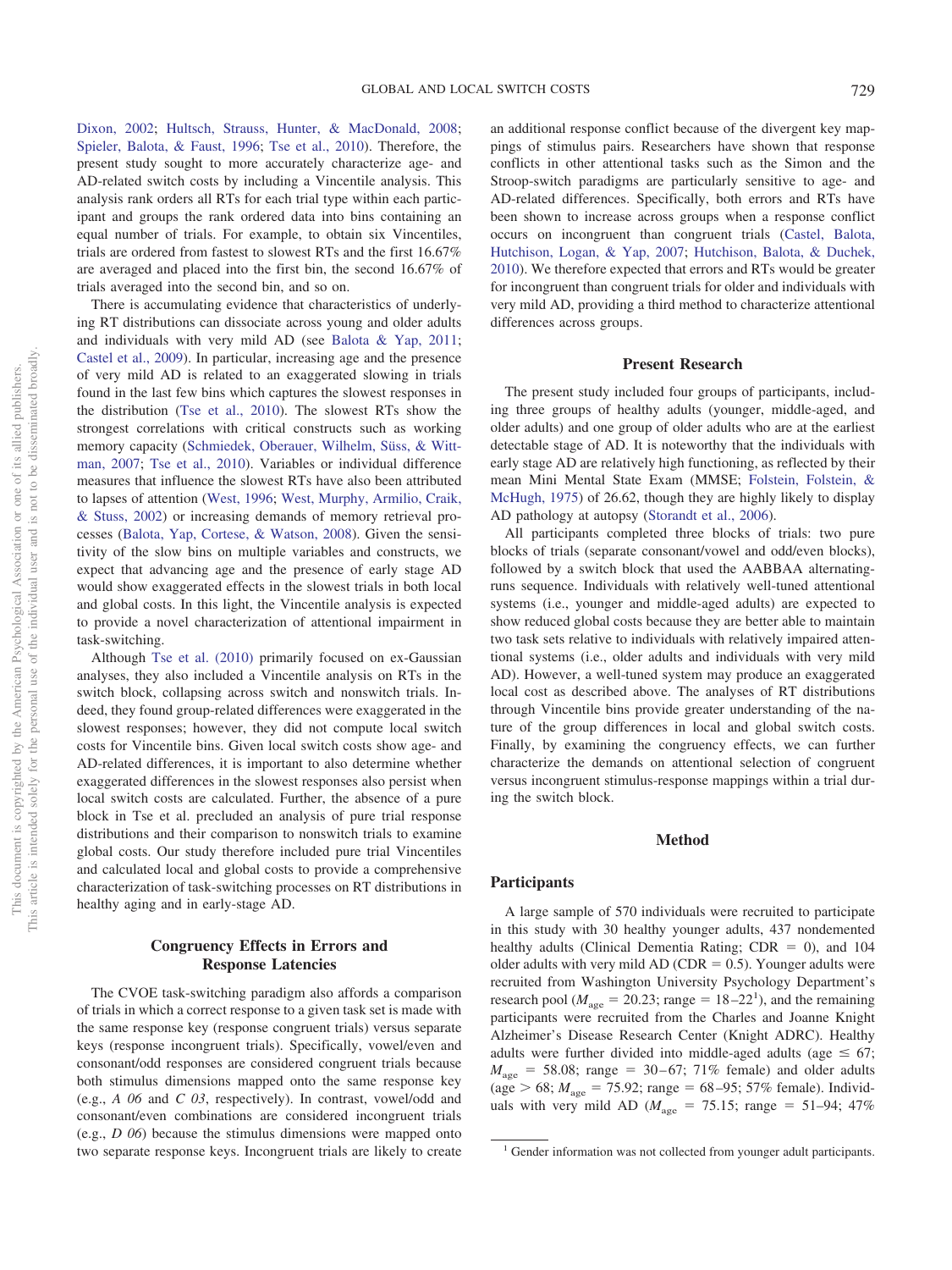Dixon, 2002; Hultsch, Strauss, Hunter, & MacDonald, 2008; Spieler, Balota, & Faust, 1996; Tse et al., 2010). Therefore, the present study sought to more accurately characterize age- and AD-related switch costs by including a Vincentile analysis. This analysis rank orders all RTs for each trial type within each participant and groups the rank ordered data into bins containing an equal number of trials. For example, to obtain six Vincentiles, trials are ordered from fastest to slowest RTs and the first 16.67% are averaged and placed into the first bin, the second 16.67% of trials averaged into the second bin, and so on.

There is accumulating evidence that characteristics of underlying RT distributions can dissociate across young and older adults and individuals with very mild AD (see Balota & Yap, 2011; Castel et al., 2009). In particular, increasing age and the presence of very mild AD is related to an exaggerated slowing in trials found in the last few bins which captures the slowest responses in the distribution (Tse et al., 2010). The slowest RTs show the strongest correlations with critical constructs such as working memory capacity (Schmiedek, Oberauer, Wilhelm, Süss, & Wittman, 2007; Tse et al., 2010). Variables or individual difference measures that influence the slowest RTs have also been attributed to lapses of attention (West, 1996; West, Murphy, Armilio, Craik, & Stuss, 2002) or increasing demands of memory retrieval processes (Balota, Yap, Cortese, & Watson, 2008). Given the sensitivity of the slow bins on multiple variables and constructs, we expect that advancing age and the presence of early stage AD would show exaggerated effects in the slowest trials in both local and global costs. In this light, the Vincentile analysis is expected to provide a novel characterization of attentional impairment in task-switching.

Although Tse et al. (2010) primarily focused on ex-Gaussian analyses, they also included a Vincentile analysis on RTs in the switch block, collapsing across switch and nonswitch trials. Indeed, they found group-related differences were exaggerated in the slowest responses; however, they did not compute local switch costs for Vincentile bins. Given local switch costs show age- and AD-related differences, it is important to also determine whether exaggerated differences in the slowest responses also persist when local switch costs are calculated. Further, the absence of a pure block in Tse et al. precluded an analysis of pure trial response distributions and their comparison to nonswitch trials to examine global costs. Our study therefore included pure trial Vincentiles and calculated local and global costs to provide a comprehensive characterization of task-switching processes on RT distributions in healthy aging and in early-stage AD.

## Congruency Effects in Errors and Response Latencies

The CVOE task-switching paradigm also affords a comparison of trials in which a correct response to a given task set is made with the same response key (response congruent trials) versus separate keys (response incongruent trials). Specifically, vowel/even and consonant/odd responses are considered congruent trials because both stimulus dimensions mapped onto the same response key (e.g., *A 06* and *C 03*, respectively). In contrast, vowel/odd and consonant/even combinations are considered incongruent trials (e.g., *D 06*) because the stimulus dimensions were mapped onto two separate response keys. Incongruent trials are likely to create an additional response conflict because of the divergent key mappings of stimulus pairs. Researchers have shown that response conflicts in other attentional tasks such as the Simon and the Stroop-switch paradigms are particularly sensitive to age- and AD-related differences. Specifically, both errors and RTs have been shown to increase across groups when a response conflict occurs on incongruent than congruent trials (Castel, Balota, Hutchison, Logan, & Yap, 2007; Hutchison, Balota, & Duchek, 2010). We therefore expected that errors and RTs would be greater for incongruent than congruent trials for older and individuals with very mild AD, providing a third method to characterize attentional differences across groups.

## Present Research

The present study included four groups of participants, including three groups of healthy adults (younger, middle-aged, and older adults) and one group of older adults who are at the earliest detectable stage of AD. It is noteworthy that the individuals with early stage AD are relatively high functioning, as reflected by their mean Mini Mental State Exam (MMSE; Folstein, Folstein, & McHugh, 1975) of 26.62, though they are highly likely to display AD pathology at autopsy (Storandt et al., 2006).

All participants completed three blocks of trials: two pure blocks of trials (separate consonant/vowel and odd/even blocks), followed by a switch block that used the AABBAA alternating-runs sequence. Individuals with relatively well-tuned attentional systems (i.e., younger and middle-aged adults) are expected to show reduced global costs because they are better able to maintain two task sets relative to individuals with relatively impaired attentional systems (i.e., older adults and individuals with very mild AD). However, a well-tuned system may produce an exaggerated local cost as described above. The analyses of RT distributions through Vincentile bins provide greater understanding of the nature of the group differences in local and global switch costs. Finally, by examining the congruency effects, we can further characterize the demands on attentional selection of congruent versus incongruent stimulus-response mappings within a trial during the switch block.

# Method

## Participants

A large sample of 570 individuals were recruited to participate in this study with 30 healthy younger adults, 437 nondemented healthy adults (Clinical Dementia Rating; CDR = 0), and 104 older adults with very mild AD (CDR = 0.5). Younger adults were recruited from Washington University Psychology Department's research pool ($M_{age}$ = 20.23; range = 18–22[1]), and the remaining participants were recruited from the Charles and Joanne Knight Alzheimer's Disease Research Center (Knight ADRC). Healthy adults were further divided into middle-aged adults (age ≤ 67; $M_{age}$ = 58.08; range = 30–67; 71% female) and older adults (age > 68; $M_{age}$ = 75.92; range = 68–95; 57% female). Individuals with very mild AD ($M_{age}$ = 75.15; range = 51–94; 47%

[1] Gender information was not collected from younger adult participants.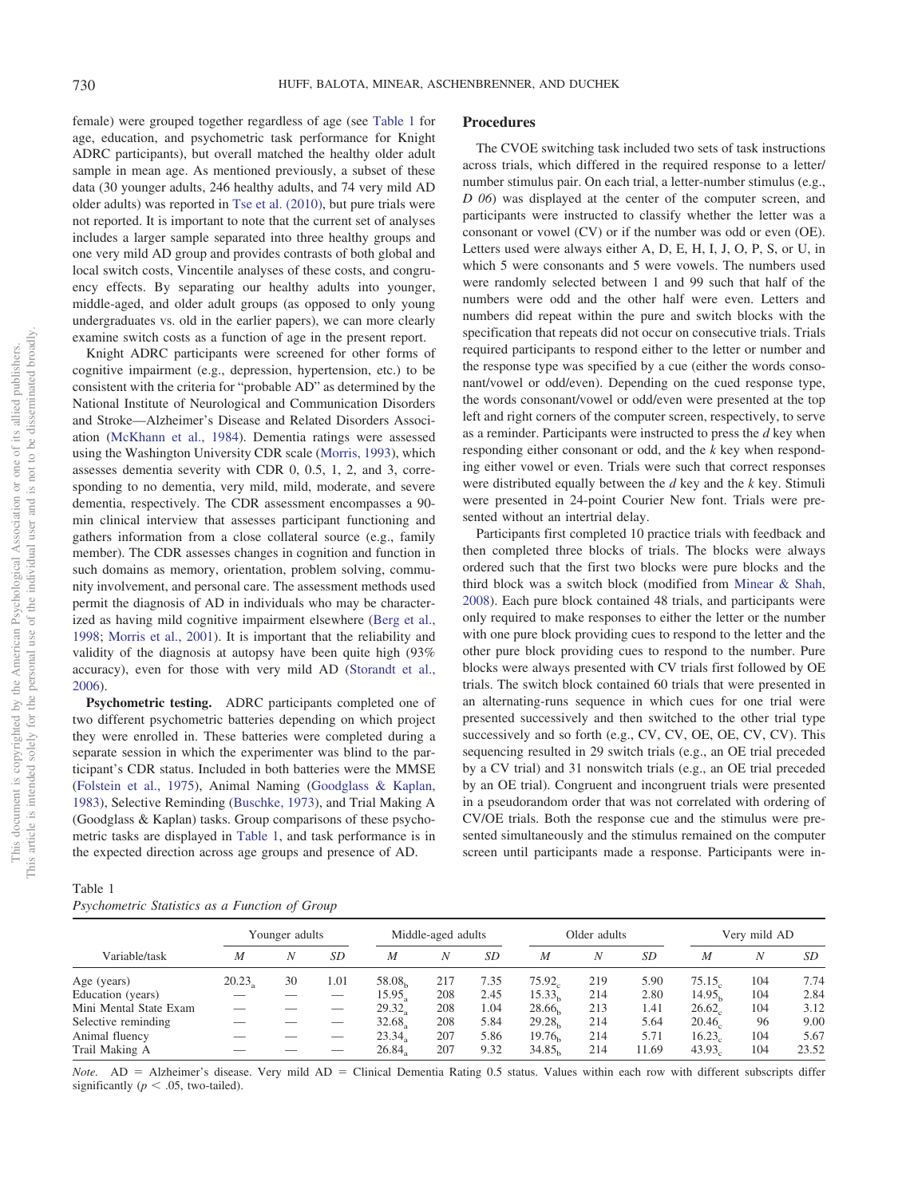female) were grouped together regardless of age (see Table 1 for age, education, and psychometric task performance for Knight ADRC participants), but overall matched the healthy older adult sample in mean age. As mentioned previously, a subset of these data (30 younger adults, 246 healthy adults, and 74 very mild AD older adults) was reported in Tse et al. (2010), but pure trials were not reported. It is important to note that the current set of analyses includes a larger sample separated into three healthy groups and one very mild AD group and provides contrasts of both global and local switch costs, Vincentile analyses of these costs, and congruency effects. By separating our healthy adults into younger, middle-aged, and older adult groups (as opposed to only young undergraduates vs. old in the earlier papers), we can more clearly examine switch costs as a function of age in the present report.

Knight ADRC participants were screened for other forms of cognitive impairment (e.g., depression, hypertension, etc.) to be consistent with the criteria for "probable AD" as determined by the National Institute of Neurological and Communication Disorders and Stroke—Alzheimer's Disease and Related Disorders Association (McKhann et al., 1984). Dementia ratings were assessed using the Washington University CDR scale (Morris, 1993), which assesses dementia severity with CDR 0, 0.5, 1, 2, and 3, corresponding to no dementia, very mild, mild, moderate, and severe dementia, respectively. The CDR assessment encompasses a 90-min clinical interview that assesses participant functioning and gathers information from a close collateral source (e.g., family member). The CDR assesses changes in cognition and function in such domains as memory, orientation, problem solving, community involvement, and personal care. The assessment methods used permit the diagnosis of AD in individuals who may be characterized as having mild cognitive impairment elsewhere (Berg et al., 1998; Morris et al., 2001). It is important that the reliability and validity of the diagnosis at autopsy have been quite high (93% accuracy), even for those with very mild AD (Storandt et al., 2006).

**Psychometric testing.** ADRC participants completed one of two different psychometric batteries depending on which project they were enrolled in. These batteries were completed during a separate session in which the experimenter was blind to the participant's CDR status. Included in both batteries were the MMSE (Folstein et al., 1975), Animal Naming (Goodglass & Kaplan, 1983), Selective Reminding (Buschke, 1973), and Trial Making A (Goodglass & Kaplan) tasks. Group comparisons of these psychometric tasks are displayed in Table 1, and task performance is in the expected direction across age groups and presence of AD.

## Procedures

The CVOE switching task included two sets of task instructions across trials, which differed in the required response to a letter/number stimulus pair. On each trial, a letter-number stimulus (e.g., *D 06*) was displayed at the center of the computer screen, and participants were instructed to classify whether the letter was a consonant or vowel (CV) or if the number was odd or even (OE). Letters used were always either A, D, E, H, I, J, O, P, S, or U, in which 5 were consonants and 5 were vowels. The numbers used were randomly selected between 1 and 99 such that half of the numbers were odd and the other half were even. Letters and numbers did repeat within the pure and switch blocks with the specification that repeats did not occur on consecutive trials. Trials required participants to respond either to the letter or number and the response type was specified by a cue (either the words consonant/vowel or odd/even). Depending on the cued response type, the words consonant/vowel or odd/even were presented at the top left and right corners of the computer screen, respectively, to serve as a reminder. Participants were instructed to press the *d* key when responding either consonant or odd, and the *k* key when responding either vowel or even. Trials were such that correct responses were distributed equally between the *d* key and the *k* key. Stimuli were presented in 24-point Courier New font. Trials were presented without an intertrial delay.

Participants first completed 10 practice trials with feedback and then completed three blocks of trials. The blocks were always ordered such that the first two blocks were pure blocks and the third block was a switch block (modified from Minear & Shah, 2008). Each pure block contained 48 trials, and participants were only required to make responses to either the letter or the number with one pure block providing cues to respond to the letter and the other pure block providing cues to respond to the number. Pure blocks were always presented with CV trials first followed by OE trials. The switch block contained 60 trials that were presented in an alternating-runs sequence in which cues for one trial were presented successively and then switched to the other trial type successively and so forth (e.g., CV, CV, OE, OE, CV, CV). This sequencing resulted in 29 switch trials (e.g., an OE trial preceded by a CV trial) and 31 nonswitch trials (e.g., an OE trial preceded by an OE trial). Congruent and incongruent trials were presented in a pseudorandom order that was not correlated with ordering of CV/OE trials. Both the response cue and the stimulus were presented simultaneously and the stimulus remained on the computer screen until participants made a response. Participants were in-

Table 1
*Psychometric Statistics as a Function of Group*

| Variable/task | Younger adults | | | Middle-aged adults | | | Older adults | | | Very mild AD | | |
|---|---|---|---|---|---|---|---|---|---|---|---|---|
| | *M* | *N* | *SD* | *M* | *N* | *SD* | *M* | *N* | *SD* | *M* | *N* | *SD* |
| Age (years) | $20.23_a$ | 30 | 1.01 | $58.08_b$ | 217 | 7.35 | $75.92_c$ | 219 | 5.90 | $75.15_c$ | 104 | 7.74 |
| Education (years) | — | — | — | $15.95_a$ | 208 | 2.45 | $15.33_b$ | 214 | 2.80 | $14.95_b$ | 104 | 2.84 |
| Mini Mental State Exam | — | — | — | $29.32_a$ | 208 | 1.04 | $28.66_b$ | 213 | 1.41 | $26.62_c$ | 104 | 3.12 |
| Selective reminding | — | — | — | $32.68_a$ | 208 | 5.84 | $29.28_b$ | 214 | 5.64 | $20.46_c$ | 96 | 9.00 |
| Animal fluency | — | — | — | $23.34_a$ | 207 | 5.86 | $19.76_b$ | 214 | 5.71 | $16.23_c$ | 104 | 5.67 |
| Trail Making A | — | — | — | $26.84_a$ | 207 | 9.32 | $34.85_b$ | 214 | 11.69 | $43.93_c$ | 104 | 23.52 |

*Note.* AD = Alzheimer's disease. Very mild AD = Clinical Dementia Rating 0.5 status. Values within each row with different subscripts differ significantly ($p < .05$, two-tailed).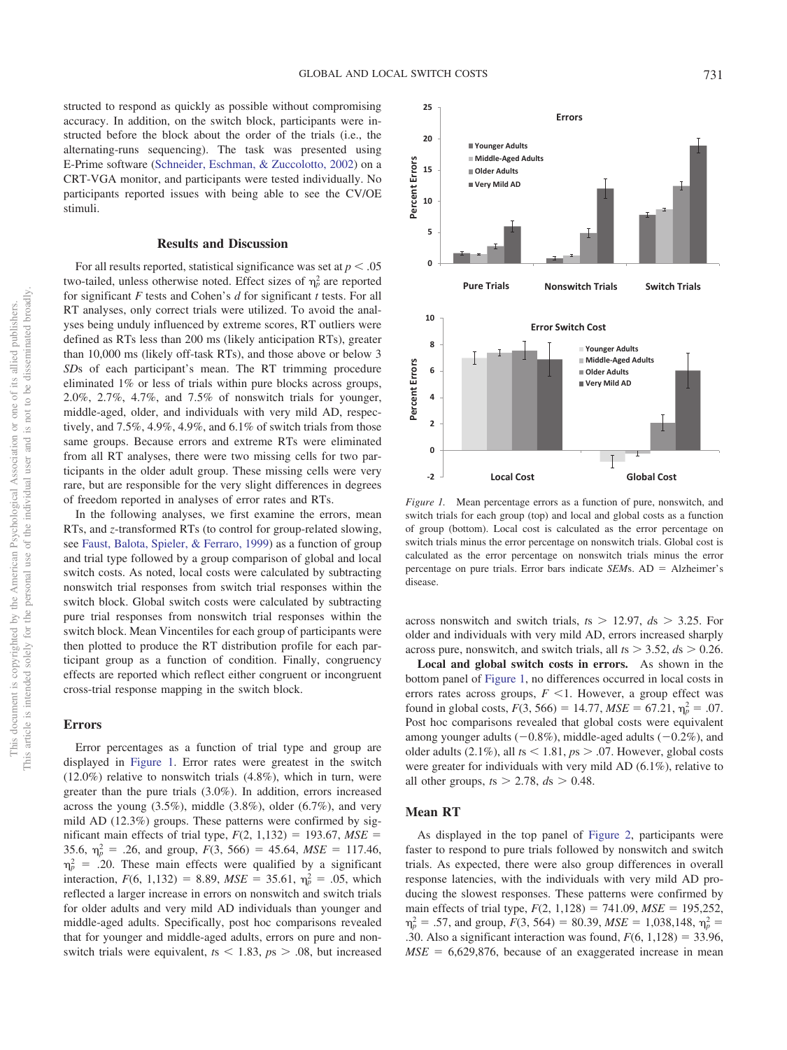structed to respond as quickly as possible without compromising accuracy. In addition, on the switch block, participants were instructed before the block about the order of the trials (i.e., the alternating-runs sequencing). The task was presented using E-Prime software (Schneider, Eschman, & Zuccolotto, 2002) on a CRT-VGA monitor, and participants were tested individually. No participants reported issues with being able to see the CV/OE stimuli.

## Results and Discussion

For all results reported, statistical significance was set at $p < .05$ two-tailed, unless otherwise noted. Effect sizes of $\eta_p^2$ are reported for significant *F* tests and Cohen's *d* for significant *t* tests. For all RT analyses, only correct trials were utilized. To avoid the analyses being unduly influenced by extreme scores, RT outliers were defined as RTs less than 200 ms (likely anticipation RTs), greater than 10,000 ms (likely off-task RTs), and those above or below 3 *SD*s of each participant's mean. The RT trimming procedure eliminated 1% or less of trials within pure blocks across groups, 2.0%, 2.7%, 4.7%, and 7.5% of nonswitch trials for younger, middle-aged, older, and individuals with very mild AD, respectively, and 7.5%, 4.9%, 4.9%, and 6.1% of switch trials from those same groups. Because errors and extreme RTs were eliminated from all RT analyses, there were two missing cells for two participants in the older adult group. These missing cells were very rare, but are responsible for the very slight differences in degrees of freedom reported in analyses of error rates and RTs.

In the following analyses, we first examine the errors, mean RTs, and *z*-transformed RTs (to control for group-related slowing, see Faust, Balota, Spieler, & Ferraro, 1999) as a function of group and trial type followed by a group comparison of global and local switch costs. As noted, local costs were calculated by subtracting nonswitch trial responses from switch trial responses within the switch block. Global switch costs were calculated by subtracting pure trial responses from nonswitch trial responses within the switch block. Mean Vincentiles for each group of participants were then plotted to produce the RT distribution profile for each participant group as a function of condition. Finally, congruency effects are reported which reflect either congruent or incongruent cross-trial response mapping in the switch block.

### Errors

Error percentages as a function of trial type and group are displayed in Figure 1. Error rates were greatest in the switch (12.0%) relative to nonswitch trials (4.8%), which in turn, were greater than the pure trials (3.0%). In addition, errors increased across the young (3.5%), middle (3.8%), older (6.7%), and very mild AD (12.3%) groups. These patterns were confirmed by significant main effects of trial type, $F(2, 1{,}132) = 193.67$, $MSE = 35.6$, $\eta_p^2 = .26$, and group, $F(3, 566) = 45.64$, $MSE = 117.46$, $\eta_p^2 = .20$. These main effects were qualified by a significant interaction, $F(6, 1{,}132) = 8.89$, $MSE = 35.61$, $\eta_p^2 = .05$, which reflected a larger increase in errors on nonswitch and switch trials for older adults and very mild AD individuals than younger and middle-aged adults. Specifically, post hoc comparisons revealed that for younger and middle-aged adults, errors on pure and nonswitch trials were equivalent, $ts < 1.83$, $ps > .08$, but increased across nonswitch and switch trials, $ts > 12.97$, $ds > 3.25$. For older and individuals with very mild AD, errors increased sharply across pure, nonswitch, and switch trials, all $ts > 3.52$, $ds > 0.26$.

*Figure 1.* Mean percentage errors as a function of pure, nonswitch, and switch trials for each group (top) and local and global costs as a function of group (bottom). Local cost is calculated as the error percentage on switch trials minus the error percentage on nonswitch trials. Global cost is calculated as the error percentage on nonswitch trials minus the error percentage on pure trials. Error bars indicate *SEM*s. AD = Alzheimer's disease.

**Local and global switch costs in errors.** As shown in the bottom panel of Figure 1, no differences occurred in local costs in errors rates across groups, $F < 1$. However, a group effect was found in global costs, $F(3, 566) = 14.77$, $MSE = 67.21$, $\eta_p^2 = .07$. Post hoc comparisons revealed that global costs were equivalent among younger adults (−0.8%), middle-aged adults (−0.2%), and older adults (2.1%), all $ts < 1.81$, $ps > .07$. However, global costs were greater for individuals with very mild AD (6.1%), relative to all other groups, $ts > 2.78$, $ds > 0.48$.

### Mean RT

As displayed in the top panel of Figure 2, participants were faster to respond to pure trials followed by nonswitch and switch trials. As expected, there were also group differences in overall response latencies, with the individuals with very mild AD producing the slowest responses. These patterns were confirmed by main effects of trial type, $F(2, 1{,}128) = 741.09$, $MSE = 195{,}252$, $\eta_p^2 = .57$, and group, $F(3, 564) = 80.39$, $MSE = 1{,}038{,}148$, $\eta_p^2 = .30$. Also a significant interaction was found, $F(6, 1{,}128) = 33.96$, $MSE = 6{,}629{,}876$, because of an exaggerated increase in mean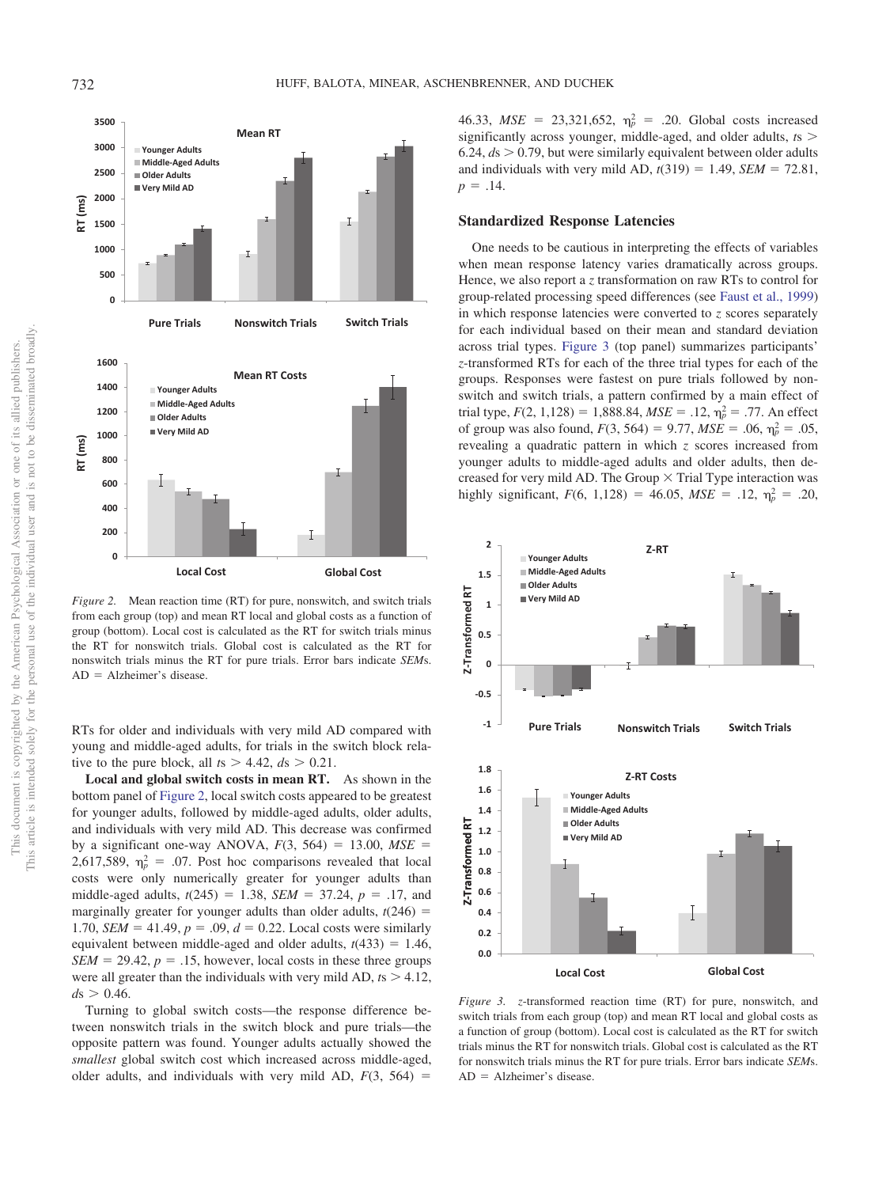*Figure 2.* Mean reaction time (RT) for pure, nonswitch, and switch trials from each group (top) and mean RT local and global costs as a function of group (bottom). Local cost is calculated as the RT for switch trials minus the RT for nonswitch trials. Global cost is calculated as the RT for nonswitch trials minus the RT for pure trials. Error bars indicate *SEM*s. AD = Alzheimer's disease.

RTs for older and individuals with very mild AD compared with young and middle-aged adults, for trials in the switch block relative to the pure block, all $ts > 4.42$, $ds > 0.21$.

**Local and global switch costs in mean RT.** As shown in the bottom panel of Figure 2, local switch costs appeared to be greatest for younger adults, followed by middle-aged adults, older adults, and individuals with very mild AD. This decrease was confirmed by a significant one-way ANOVA, $F(3, 564) = 13.00$, $MSE = 2{,}617{,}589$, $\eta_p^2 = .07$. Post hoc comparisons revealed that local costs were only numerically greater for younger adults than middle-aged adults, $t(245) = 1.38$, $SEM = 37.24$, $p = .17$, and marginally greater for younger adults than older adults, $t(246) = 1.70$, $SEM = 41.49$, $p = .09$, $d = 0.22$. Local costs were similarly equivalent between middle-aged and older adults, $t(433) = 1.46$, $SEM = 29.42$, $p = .15$, however, local costs in these three groups were all greater than the individuals with very mild AD, $ts > 4.12$, $ds > 0.46$.

Turning to global switch costs—the response difference between nonswitch trials in the switch block and pure trials—the opposite pattern was found. Younger adults actually showed the *smallest* global switch cost which increased across middle-aged, older adults, and individuals with very mild AD, $F(3, 564) = 46.33$, $MSE = 23{,}321{,}652$, $\eta_p^2 = .20$. Global costs increased significantly across younger, middle-aged, and older adults, $ts > 6.24$, $ds > 0.79$, but were similarly equivalent between older adults and individuals with very mild AD, $t(319) = 1.49$, $SEM = 72.81$, $p = .14$.

## Standardized Response Latencies

One needs to be cautious in interpreting the effects of variables when mean response latency varies dramatically across groups. Hence, we also report a $z$ transformation on raw RTs to control for group-related processing speed differences (see Faust et al., 1999) in which response latencies were converted to $z$ scores separately for each individual based on their mean and standard deviation across trial types. Figure 3 (top panel) summarizes participants' $z$-transformed RTs for each of the three trial types for each of the groups. Responses were fastest on pure trials followed by nonswitch and switch trials, a pattern confirmed by a main effect of trial type, $F(2, 1{,}128) = 1{,}888.84$, $MSE = .12$, $\eta_p^2 = .77$. An effect of group was also found, $F(3, 564) = 9.77$, $MSE = .06$, $\eta_p^2 = .05$, revealing a quadratic pattern in which $z$ scores increased from younger adults to middle-aged adults and older adults, then decreased for very mild AD. The Group × Trial Type interaction was highly significant, $F(6, 1{,}128) = 46.05$, $MSE = .12$, $\eta_p^2 = .20$,

*Figure 3.* $z$-transformed reaction time (RT) for pure, nonswitch, and switch trials from each group (top) and mean RT local and global costs as a function of group (bottom). Local cost is calculated as the RT for switch trials minus the RT for nonswitch trials. Global cost is calculated as the RT for nonswitch trials minus the RT for pure trials. Error bars indicate *SEM*s. AD = Alzheimer's disease.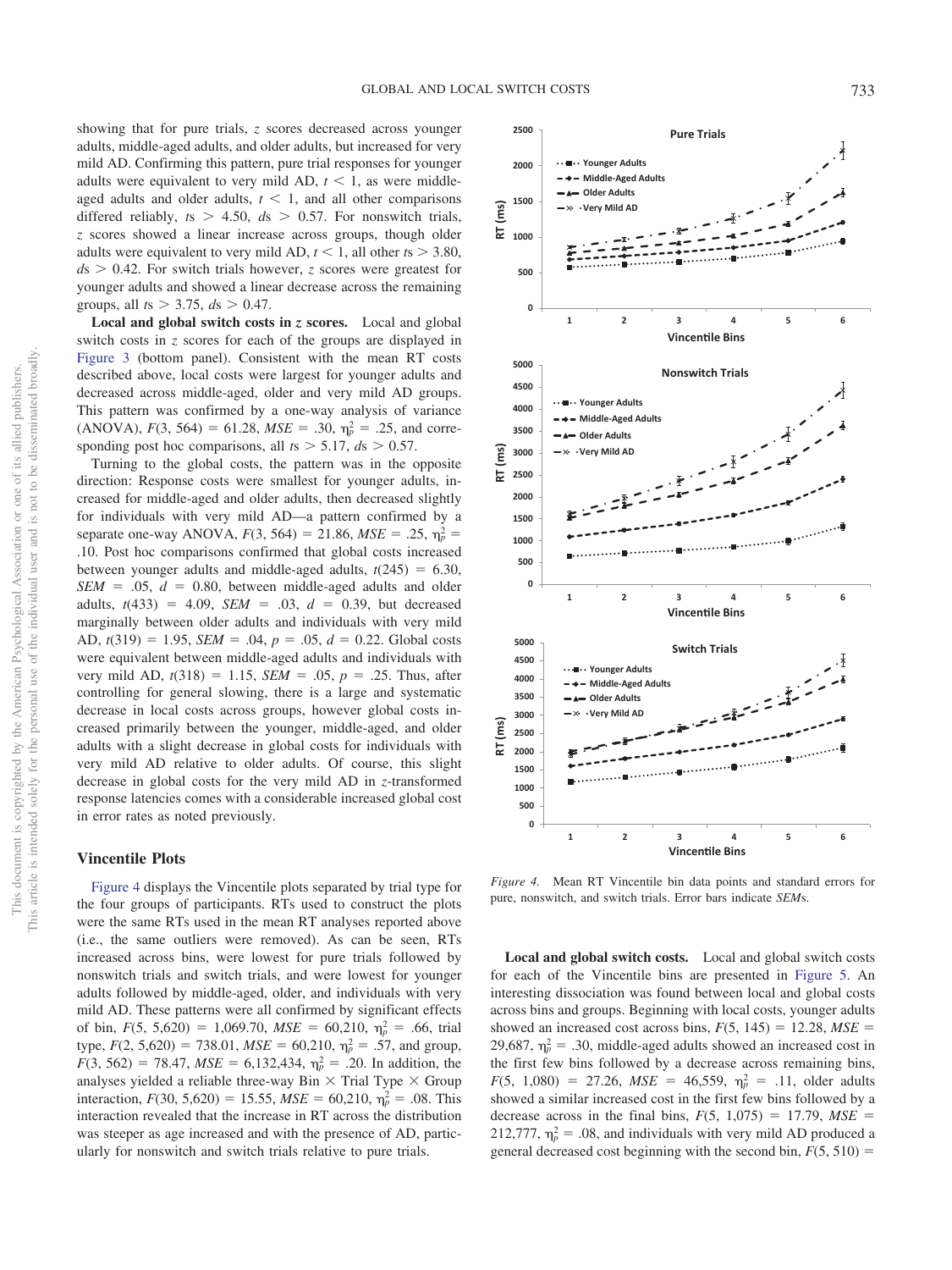showing that for pure trials, *z* scores decreased across younger adults, middle-aged adults, and older adults, but increased for very mild AD. Confirming this pattern, pure trial responses for younger adults were equivalent to very mild AD, $t < 1$, as were middle-aged adults and older adults, $t < 1$, and all other comparisons differed reliably, $ts > 4.50$, $ds > 0.57$. For nonswitch trials, *z* scores showed a linear increase across groups, though older adults were equivalent to very mild AD, $t < 1$, all other $ts > 3.80$, $ds > 0.42$. For switch trials however, *z* scores were greatest for younger adults and showed a linear decrease across the remaining groups, all $ts > 3.75$, $ds > 0.47$.

**Local and global switch costs in *z* scores.** Local and global switch costs in *z* scores for each of the groups are displayed in Figure 3 (bottom panel). Consistent with the mean RT costs described above, local costs were largest for younger adults and decreased across middle-aged, older and very mild AD groups. This pattern was confirmed by a one-way analysis of variance (ANOVA), $F(3, 564) = 61.28$, $MSE = .30$, $\eta_p^2 = .25$, and corresponding post hoc comparisons, all $ts > 5.17$, $ds > 0.57$.

Turning to the global costs, the pattern was in the opposite direction: Response costs were smallest for younger adults, increased for middle-aged and older adults, then decreased slightly for individuals with very mild AD—a pattern confirmed by a separate one-way ANOVA, $F(3, 564) = 21.86$, $MSE = .25$, $\eta_p^2 = .10$. Post hoc comparisons confirmed that global costs increased between younger adults and middle-aged adults, $t(245) = 6.30$, $SEM = .05$, $d = 0.80$, between middle-aged adults and older adults, $t(433) = 4.09$, $SEM = .03$, $d = 0.39$, but decreased marginally between older adults and individuals with very mild AD, $t(319) = 1.95$, $SEM = .04$, $p = .05$, $d = 0.22$. Global costs were equivalent between middle-aged adults and individuals with very mild AD, $t(318) = 1.15$, $SEM = .05$, $p = .25$. Thus, after controlling for general slowing, there is a large and systematic decrease in local costs across groups, however global costs increased primarily between the younger, middle-aged, and older adults with a slight decrease in global costs for individuals with very mild AD relative to older adults. Of course, this slight decrease in global costs for the very mild AD in *z*-transformed response latencies comes with a considerable increased global cost in error rates as noted previously.

## Vincentile Plots

Figure 4 displays the Vincentile plots separated by trial type for the four groups of participants. RTs used to construct the plots were the same RTs used in the mean RT analyses reported above (i.e., the same outliers were removed). As can be seen, RTs increased across bins, were lowest for pure trials followed by nonswitch trials and switch trials, and were lowest for younger adults followed by middle-aged, older, and individuals with very mild AD. These patterns were all confirmed by significant effects of bin, $F(5, 5{,}620) = 1{,}069.70$, $MSE = 60{,}210$, $\eta_p^2 = .66$, trial type, $F(2, 5{,}620) = 738.01$, $MSE = 60{,}210$, $\eta_p^2 = .57$, and group, $F(3, 562) = 78.47$, $MSE = 6{,}132{,}434$, $\eta_p^2 = .20$. In addition, the analyses yielded a reliable three-way Bin × Trial Type × Group interaction, $F(30, 5{,}620) = 15.55$, $MSE = 60{,}210$, $\eta_p^2 = .08$. This interaction revealed that the increase in RT across the distribution was steeper as age increased and with the presence of AD, particularly for nonswitch and switch trials relative to pure trials.

*Figure 4.* Mean RT Vincentile bin data points and standard errors for pure, nonswitch, and switch trials. Error bars indicate *SEM*s.

**Local and global switch costs.** Local and global switch costs for each of the Vincentile bins are presented in Figure 5. An interesting dissociation was found between local and global costs across bins and groups. Beginning with local costs, younger adults showed an increased cost across bins, $F(5, 145) = 12.28$, $MSE = 29{,}687$, $\eta_p^2 = .30$, middle-aged adults showed an increased cost in the first few bins followed by a decrease across remaining bins, $F(5, 1{,}080) = 27.26$, $MSE = 46{,}559$, $\eta_p^2 = .11$, older adults showed a similar increased cost in the first few bins followed by a decrease across in the final bins, $F(5, 1{,}075) = 17.79$, $MSE = 212{,}777$, $\eta_p^2 = .08$, and individuals with very mild AD produced a general decreased cost beginning with the second bin, $F(5, 510) =$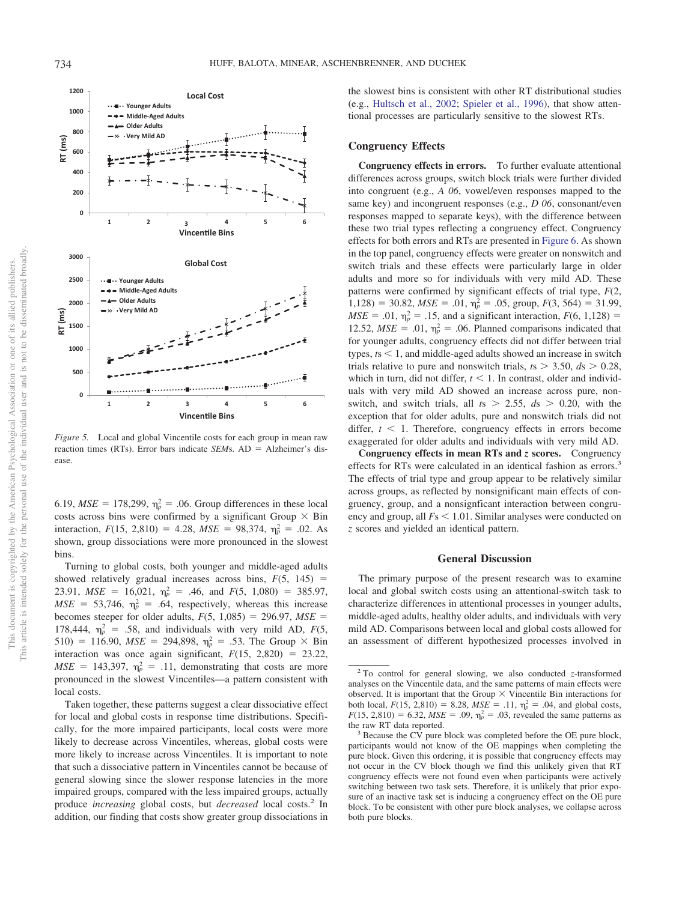*Figure 5.* Local and global Vincentile costs for each group in mean raw reaction times (RTs). Error bars indicate *SEM*s. AD = Alzheimer's disease.

6.19, $MSE = 178{,}299$, $\eta_p^2 = .06$. Group differences in these local costs across bins were confirmed by a significant Group × Bin interaction, $F(15, 2{,}810) = 4.28$, $MSE = 98{,}374$, $\eta_p^2 = .02$. As shown, group dissociations were more pronounced in the slowest bins.

Turning to global costs, both younger and middle-aged adults showed relatively gradual increases across bins, $F(5, 145) = 23.91$, $MSE = 16{,}021$, $\eta_p^2 = .46$, and $F(5, 1{,}080) = 385.97$, $MSE = 53{,}746$, $\eta_p^2 = .64$, respectively, whereas this increase becomes steeper for older adults, $F(5, 1{,}085) = 296.97$, $MSE = 178{,}444$, $\eta_p^2 = .58$, and individuals with very mild AD, $F(5, 510) = 116.90$, $MSE = 294{,}898$, $\eta_p^2 = .53$. The Group × Bin interaction was once again significant, $F(15, 2{,}820) = 23.22$, $MSE = 143{,}397$, $\eta_p^2 = .11$, demonstrating that costs are more pronounced in the slowest Vincentiles—a pattern consistent with local costs.

Taken together, these patterns suggest a clear dissociative effect for local and global costs in response time distributions. Specifically, for the more impaired participants, local costs were more likely to decrease across Vincentiles, whereas, global costs were more likely to increase across Vincentiles. It is important to note that such a dissociative pattern in Vincentiles cannot be because of general slowing since the slower response latencies in the more impaired groups, compared with the less impaired groups, actually produce *increasing* global costs, but *decreased* local costs.[2] In addition, our finding that costs show greater group dissociations in the slowest bins is consistent with other RT distributional studies (e.g., Hultsch et al., 2002; Spieler et al., 1996), that show attentional processes are particularly sensitive to the slowest RTs.

## Congruency Effects

**Congruency effects in errors.** To further evaluate attentional differences across groups, switch block trials were further divided into congruent (e.g., *A 06*, vowel/even responses mapped to the same key) and incongruent responses (e.g., *D 06*, consonant/even responses mapped to separate keys), with the difference between these two trial types reflecting a congruency effect. Congruency effects for both errors and RTs are presented in Figure 6. As shown in the top panel, congruency effects were greater on nonswitch and switch trials and these effects were particularly large in older adults and more so for individuals with very mild AD. These patterns were confirmed by significant effects of trial type, $F(2, 1{,}128) = 30.82$, $MSE = .01$, $\eta_p^2 = .05$, group, $F(3, 564) = 31.99$, $MSE = .01$, $\eta_p^2 = .15$, and a significant interaction, $F(6, 1{,}128) = 12.52$, $MSE = .01$, $\eta_p^2 = .06$. Planned comparisons indicated that for younger adults, congruency effects did not differ between trial types, $ts < 1$, and middle-aged adults showed an increase in switch trials relative to pure and nonswitch trials, $ts > 3.50$, $ds > 0.28$, which in turn, did not differ, $t < 1$. In contrast, older and individuals with very mild AD showed an increase across pure, nonswitch, and switch trials, all $ts > 2.55$, $ds > 0.20$, with the exception that for older adults, pure and nonswitch trials did not differ, $t < 1$. Therefore, congruency effects in errors become exaggerated for older adults and individuals with very mild AD.

**Congruency effects in mean RTs and *z* scores.** Congruency effects for RTs were calculated in an identical fashion as errors.[3] The effects of trial type and group appear to be relatively similar across groups, as reflected by nonsignificant main effects of congruency, group, and a nonsignficant interaction between congruency and group, all $Fs < 1.01$. Similar analyses were conducted on *z* scores and yielded an identical pattern.

## General Discussion

The primary purpose of the present research was to examine local and global switch costs using an attentional-switch task to characterize differences in attentional processes in younger adults, middle-aged adults, healthy older adults, and individuals with very mild AD. Comparisons between local and global costs allowed for an assessment of different hypothesized processes involved in

---

[2] To control for general slowing, we also conducted *z*-transformed analyses on the Vincentile data, and the same patterns of main effects were observed. It is important that the Group × Vincentile Bin interactions for both local, $F(15, 2{,}810) = 8.28$, $MSE = .11$, $\eta_p^2 = .04$, and global costs, $F(15, 2{,}810) = 6.32$, $MSE = .09$, $\eta_p^2 = .03$, revealed the same patterns as the raw RT data reported.

[3] Because the CV pure block was completed before the OE pure block, participants would not know of the OE mappings when completing the pure block. Given this ordering, it is possible that congruency effects may not occur in the CV block though we find this unlikely given that RT congruency effects were not found even when participants were actively switching between two task sets. Therefore, it is unlikely that prior exposure of an inactive task set is inducing a congruency effect on the OE pure block. To be consistent with other pure block analyses, we collapse across both pure blocks.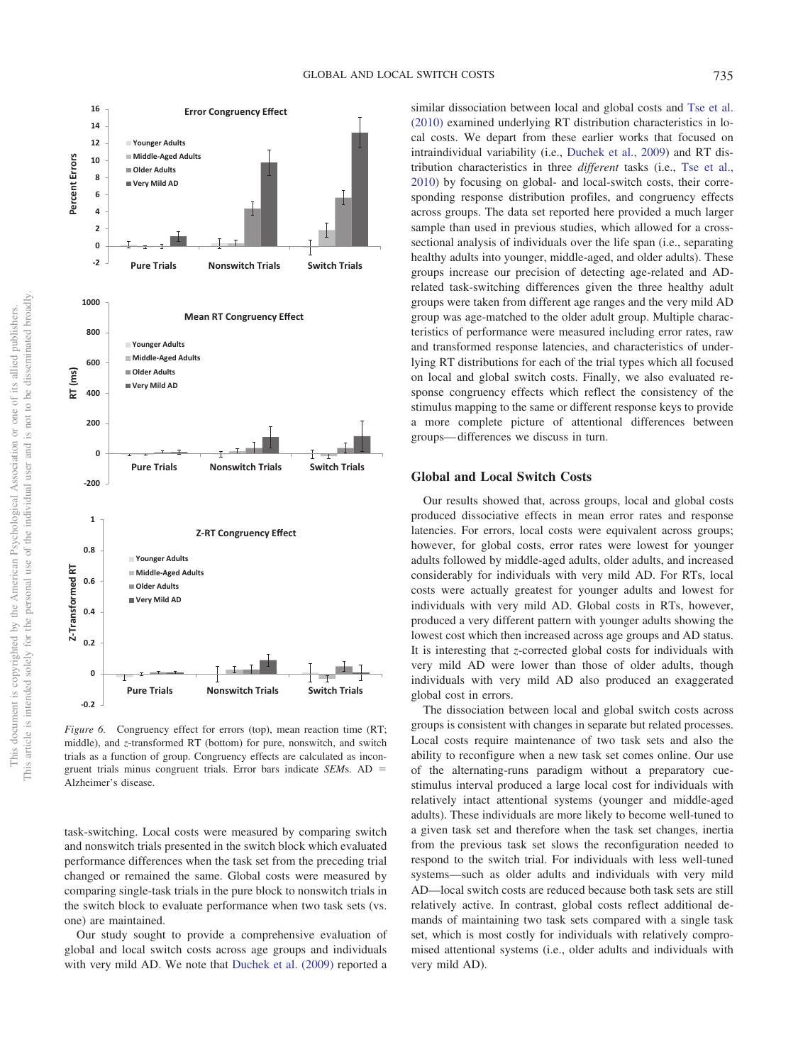*Figure 6.* Congruency effect for errors (top), mean reaction time (RT; middle), and *z*-transformed RT (bottom) for pure, nonswitch, and switch trials as a function of group. Congruency effects are calculated as incongruent trials minus congruent trials. Error bars indicate *SEM*s. AD = Alzheimer's disease.

task-switching. Local costs were measured by comparing switch and nonswitch trials presented in the switch block which evaluated performance differences when the task set from the preceding trial changed or remained the same. Global costs were measured by comparing single-task trials in the pure block to nonswitch trials in the switch block to evaluate performance when two task sets (vs. one) are maintained.

Our study sought to provide a comprehensive evaluation of global and local switch costs across age groups and individuals with very mild AD. We note that Duchek et al. (2009) reported a similar dissociation between local and global costs and Tse et al. (2010) examined underlying RT distribution characteristics in local costs. We depart from these earlier works that focused on intraindividual variability (i.e., Duchek et al., 2009) and RT distribution characteristics in three *different* tasks (i.e., Tse et al., 2010) by focusing on global- and local-switch costs, their corresponding response distribution profiles, and congruency effects across groups. The data set reported here provided a much larger sample than used in previous studies, which allowed for a cross-sectional analysis of individuals over the life span (i.e., separating healthy adults into younger, middle-aged, and older adults). These groups increase our precision of detecting age-related and AD-related task-switching differences given the three healthy adult groups were taken from different age ranges and the very mild AD group was age-matched to the older adult group. Multiple characteristics of performance were measured including error rates, raw and transformed response latencies, and characteristics of underlying RT distributions for each of the trial types which all focused on local and global switch costs. Finally, we also evaluated response congruency effects which reflect the consistency of the stimulus mapping to the same or different response keys to provide a more complete picture of attentional differences between groups—differences we discuss in turn.

## Global and Local Switch Costs

Our results showed that, across groups, local and global costs produced dissociative effects in mean error rates and response latencies. For errors, local costs were equivalent across groups; however, for global costs, error rates were lowest for younger adults followed by middle-aged adults, older adults, and increased considerably for individuals with very mild AD. For RTs, local costs were actually greatest for younger adults and lowest for individuals with very mild AD. Global costs in RTs, however, produced a very different pattern with younger adults showing the lowest cost which then increased across age groups and AD status. It is interesting that *z*-corrected global costs for individuals with very mild AD were lower than those of older adults, though individuals with very mild AD also produced an exaggerated global cost in errors.

The dissociation between local and global switch costs across groups is consistent with changes in separate but related processes. Local costs require maintenance of two task sets and also the ability to reconfigure when a new task set comes online. Our use of the alternating-runs paradigm without a preparatory cue-stimulus interval produced a large local cost for individuals with relatively intact attentional systems (younger and middle-aged adults). These individuals are more likely to become well-tuned to a given task set and therefore when the task set changes, inertia from the previous task set slows the reconfiguration needed to respond to the switch trial. For individuals with less well-tuned systems—such as older adults and individuals with very mild AD—local switch costs are reduced because both task sets are still relatively active. In contrast, global costs reflect additional demands of maintaining two task sets compared with a single task set, which is most costly for individuals with relatively compromised attentional systems (i.e., older adults and individuals with very mild AD).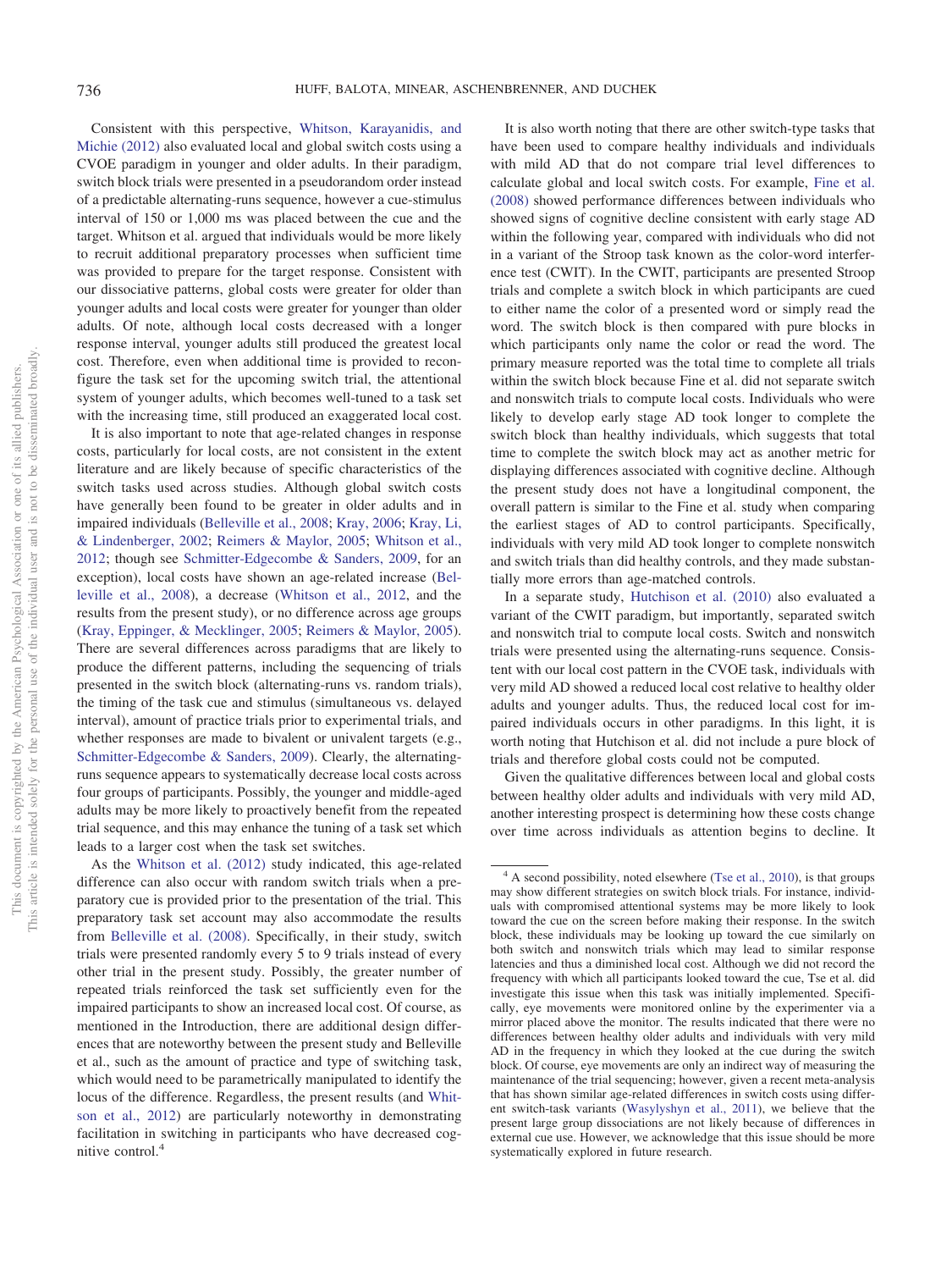Consistent with this perspective, Whitson, Karayanidis, and Michie (2012) also evaluated local and global switch costs using a CVOE paradigm in younger and older adults. In their paradigm, switch block trials were presented in a pseudorandom order instead of a predictable alternating-runs sequence, however a cue-stimulus interval of 150 or 1,000 ms was placed between the cue and the target. Whitson et al. argued that individuals would be more likely to recruit additional preparatory processes when sufficient time was provided to prepare for the target response. Consistent with our dissociative patterns, global costs were greater for older than younger adults and local costs were greater for younger than older adults. Of note, although local costs decreased with a longer response interval, younger adults still produced the greatest local cost. Therefore, even when additional time is provided to reconfigure the task set for the upcoming switch trial, the attentional system of younger adults, which becomes well-tuned to a task set with the increasing time, still produced an exaggerated local cost.

It is also important to note that age-related changes in response costs, particularly for local costs, are not consistent in the extent literature and are likely because of specific characteristics of the switch tasks used across studies. Although global switch costs have generally been found to be greater in older adults and in impaired individuals (Belleville et al., 2008; Kray, 2006; Kray, Li, & Lindenberger, 2002; Reimers & Maylor, 2005; Whitson et al., 2012; though see Schmitter-Edgecombe & Sanders, 2009, for an exception), local costs have shown an age-related increase (Belleville et al., 2008), a decrease (Whitson et al., 2012, and the results from the present study), or no difference across age groups (Kray, Eppinger, & Mecklinger, 2005; Reimers & Maylor, 2005). There are several differences across paradigms that are likely to produce the different patterns, including the sequencing of trials presented in the switch block (alternating-runs vs. random trials), the timing of the task cue and stimulus (simultaneous vs. delayed interval), amount of practice trials prior to experimental trials, and whether responses are made to bivalent or univalent targets (e.g., Schmitter-Edgecombe & Sanders, 2009). Clearly, the alternating-runs sequence appears to systematically decrease local costs across four groups of participants. Possibly, the younger and middle-aged adults may be more likely to proactively benefit from the repeated trial sequence, and this may enhance the tuning of a task set which leads to a larger cost when the task set switches.

As the Whitson et al. (2012) study indicated, this age-related difference can also occur with random switch trials when a preparatory cue is provided prior to the presentation of the trial. This preparatory task set account may also accommodate the results from Belleville et al. (2008). Specifically, in their study, switch trials were presented randomly every 5 to 9 trials instead of every other trial in the present study. Possibly, the greater number of repeated trials reinforced the task set sufficiently even for the impaired participants to show an increased local cost. Of course, as mentioned in the Introduction, there are additional design differences that are noteworthy between the present study and Belleville et al., such as the amount of practice and type of switching task, which would need to be parametrically manipulated to identify the locus of the difference. Regardless, the present results (and Whitson et al., 2012) are particularly noteworthy in demonstrating facilitation in switching in participants who have decreased cognitive control.[4]

It is also worth noting that there are other switch-type tasks that have been used to compare healthy individuals and individuals with mild AD that do not compare trial level differences to calculate global and local switch costs. For example, Fine et al. (2008) showed performance differences between individuals who showed signs of cognitive decline consistent with early stage AD within the following year, compared with individuals who did not in a variant of the Stroop task known as the color-word interference test (CWIT). In the CWIT, participants are presented Stroop trials and complete a switch block in which participants are cued to either name the color of a presented word or simply read the word. The switch block is then compared with pure blocks in which participants only name the color or read the word. The primary measure reported was the total time to complete all trials within the switch block because Fine et al. did not separate switch and nonswitch trials to compute local costs. Individuals who were likely to develop early stage AD took longer to complete the switch block than healthy individuals, which suggests that total time to complete the switch block may act as another metric for displaying differences associated with cognitive decline. Although the present study does not have a longitudinal component, the overall pattern is similar to the Fine et al. study when comparing the earliest stages of AD to control participants. Specifically, individuals with very mild AD took longer to complete nonswitch and switch trials than did healthy controls, and they made substantially more errors than age-matched controls.

In a separate study, Hutchison et al. (2010) also evaluated a variant of the CWIT paradigm, but importantly, separated switch and nonswitch trial to compute local costs. Switch and nonswitch trials were presented using the alternating-runs sequence. Consistent with our local cost pattern in the CVOE task, individuals with very mild AD showed a reduced local cost relative to healthy older adults and younger adults. Thus, the reduced local cost for impaired individuals occurs in other paradigms. In this light, it is worth noting that Hutchison et al. did not include a pure block of trials and therefore global costs could not be computed.

Given the qualitative differences between local and global costs between healthy older adults and individuals with very mild AD, another interesting prospect is determining how these costs change over time across individuals as attention begins to decline. It

[4] A second possibility, noted elsewhere (Tse et al., 2010), is that groups may show different strategies on switch block trials. For instance, individuals with compromised attentional systems may be more likely to look toward the cue on the screen before making their response. In the switch block, these individuals may be looking up toward the cue similarly on both switch and nonswitch trials which may lead to similar response latencies and thus a diminished local cost. Although we did not record the frequency with which all participants looked toward the cue, Tse et al. did investigate this issue when this task was initially implemented. Specifically, eye movements were monitored online by the experimenter via a mirror placed above the monitor. The results indicated that there were no differences between healthy older adults and individuals with very mild AD in the frequency in which they looked at the cue during the switch block. Of course, eye movements are only an indirect way of measuring the maintenance of the trial sequencing; however, given a recent meta-analysis that has shown similar age-related differences in switch costs using different switch-task variants (Wasylyshyn et al., 2011), we believe that the present large group dissociations are not likely because of differences in external cue use. However, we acknowledge that this issue should be more systematically explored in future research.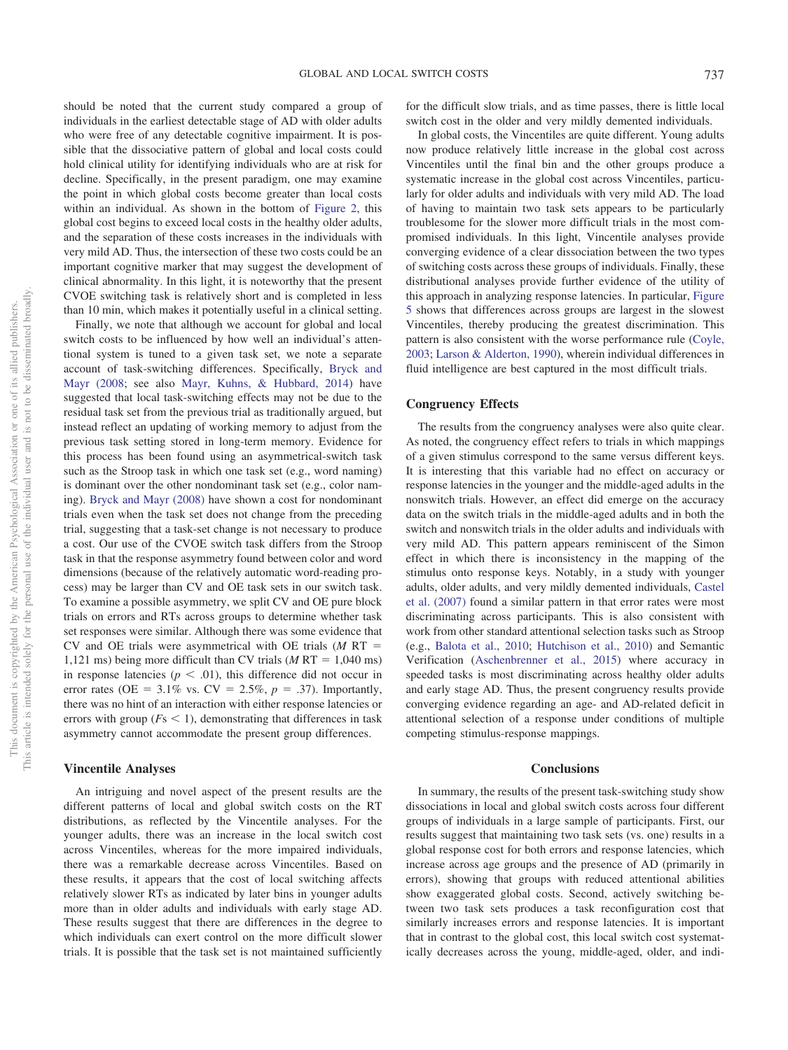should be noted that the current study compared a group of individuals in the earliest detectable stage of AD with older adults who were free of any detectable cognitive impairment. It is possible that the dissociative pattern of global and local costs could hold clinical utility for identifying individuals who are at risk for decline. Specifically, in the present paradigm, one may examine the point in which global costs become greater than local costs within an individual. As shown in the bottom of Figure 2, this global cost begins to exceed local costs in the healthy older adults, and the separation of these costs increases in the individuals with very mild AD. Thus, the intersection of these two costs could be an important cognitive marker that may suggest the development of clinical abnormality. In this light, it is noteworthy that the present CVOE switching task is relatively short and is completed in less than 10 min, which makes it potentially useful in a clinical setting.

Finally, we note that although we account for global and local switch costs to be influenced by how well an individual's attentional system is tuned to a given task set, we note a separate account of task-switching differences. Specifically, Bryck and Mayr (2008; see also Mayr, Kuhns, & Hubbard, 2014) have suggested that local task-switching effects may not be due to the residual task set from the previous trial as traditionally argued, but instead reflect an updating of working memory to adjust from the previous task setting stored in long-term memory. Evidence for this process has been found using an asymmetrical-switch task such as the Stroop task in which one task set (e.g., word naming) is dominant over the other nondominant task set (e.g., color naming). Bryck and Mayr (2008) have shown a cost for nondominant trials even when the task set does not change from the preceding trial, suggesting that a task-set change is not necessary to produce a cost. Our use of the CVOE switch task differs from the Stroop task in that the response asymmetry found between color and word dimensions (because of the relatively automatic word-reading process) may be larger than CV and OE task sets in our switch task. To examine a possible asymmetry, we split CV and OE pure block trials on errors and RTs across groups to determine whether task set responses were similar. Although there was some evidence that CV and OE trials were asymmetrical with OE trials ($M$ RT = 1,121 ms) being more difficult than CV trials ($M$ RT = 1,040 ms) in response latencies ($p < .01$), this difference did not occur in error rates (OE = 3.1% vs. CV = 2.5%, $p = .37$). Importantly, there was no hint of an interaction with either response latencies or errors with group ($F\text{s} < 1$), demonstrating that differences in task asymmetry cannot accommodate the present group differences.

### Vincentile Analyses

An intriguing and novel aspect of the present results are the different patterns of local and global switch costs on the RT distributions, as reflected by the Vincentile analyses. For the younger adults, there was an increase in the local switch cost across Vincentiles, whereas for the more impaired individuals, there was a remarkable decrease across Vincentiles. Based on these results, it appears that the cost of local switching affects relatively slower RTs as indicated by later bins in younger adults more than in older adults and individuals with early stage AD. These results suggest that there are differences in the degree to which individuals can exert control on the more difficult slower trials. It is possible that the task set is not maintained sufficiently for the difficult slow trials, and as time passes, there is little local switch cost in the older and very mildly demented individuals.

In global costs, the Vincentiles are quite different. Young adults now produce relatively little increase in the global cost across Vincentiles until the final bin and the other groups produce a systematic increase in the global cost across Vincentiles, particularly for older adults and individuals with very mild AD. The load of having to maintain two task sets appears to be particularly troublesome for the slower more difficult trials in the most compromised individuals. In this light, Vincentile analyses provide converging evidence of a clear dissociation between the two types of switching costs across these groups of individuals. Finally, these distributional analyses provide further evidence of the utility of this approach in analyzing response latencies. In particular, Figure 5 shows that differences across groups are largest in the slowest Vincentiles, thereby producing the greatest discrimination. This pattern is also consistent with the worse performance rule (Coyle, 2003; Larson & Alderton, 1990), wherein individual differences in fluid intelligence are best captured in the most difficult trials.

### Congruency Effects

The results from the congruency analyses were also quite clear. As noted, the congruency effect refers to trials in which mappings of a given stimulus correspond to the same versus different keys. It is interesting that this variable had no effect on accuracy or response latencies in the younger and the middle-aged adults in the nonswitch trials. However, an effect did emerge on the accuracy data on the switch trials in the middle-aged adults and in both the switch and nonswitch trials in the older adults and individuals with very mild AD. This pattern appears reminiscent of the Simon effect in which there is inconsistency in the mapping of the stimulus onto response keys. Notably, in a study with younger adults, older adults, and very mildly demented individuals, Castel et al. (2007) found a similar pattern in that error rates were most discriminating across participants. This is also consistent with work from other standard attentional selection tasks such as Stroop (e.g., Balota et al., 2010; Hutchison et al., 2010) and Semantic Verification (Aschenbrenner et al., 2015) where accuracy in speeded tasks is most discriminating across healthy older adults and early stage AD. Thus, the present congruency results provide converging evidence regarding an age- and AD-related deficit in attentional selection of a response under conditions of multiple competing stimulus-response mappings.

## Conclusions

In summary, the results of the present task-switching study show dissociations in local and global switch costs across four different groups of individuals in a large sample of participants. First, our results suggest that maintaining two task sets (vs. one) results in a global response cost for both errors and response latencies, which increase across age groups and the presence of AD (primarily in errors), showing that groups with reduced attentional abilities show exaggerated global costs. Second, actively switching between two task sets produces a task reconfiguration cost that similarly increases errors and response latencies. It is important that in contrast to the global cost, this local switch cost systematically decreases across the young, middle-aged, older, and indi-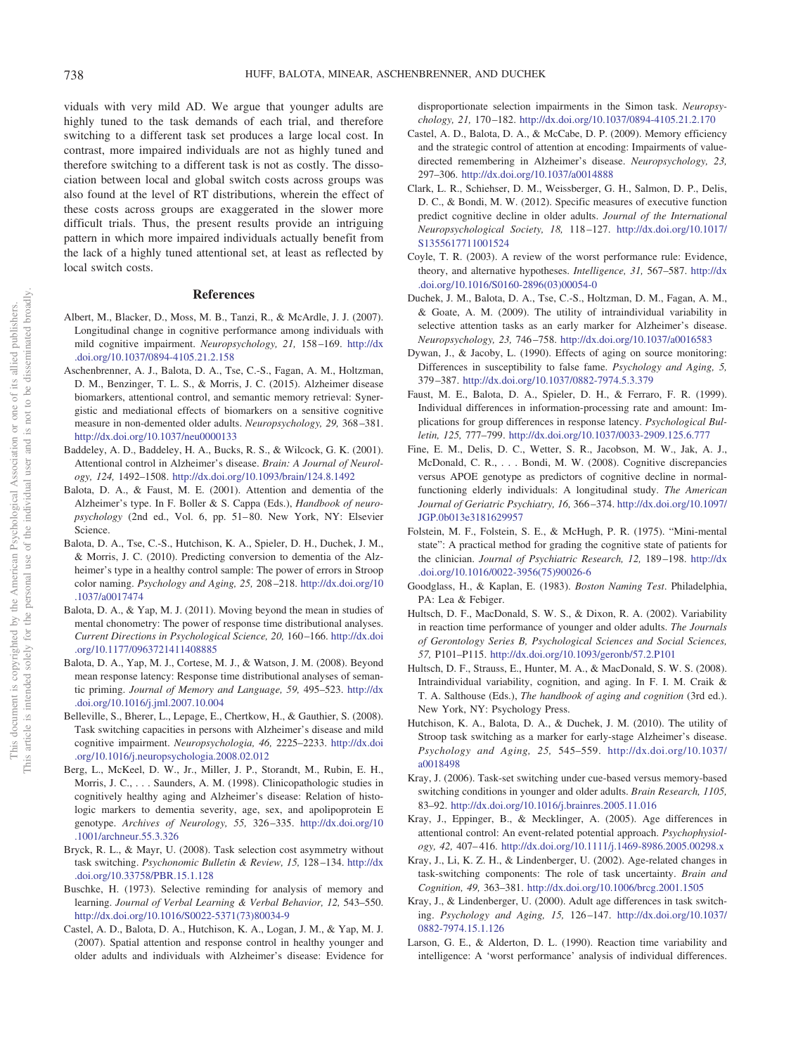viduals with very mild AD. We argue that younger adults are highly tuned to the task demands of each trial, and therefore switching to a different task set produces a large local cost. In contrast, more impaired individuals are not as highly tuned and therefore switching to a different task is not as costly. The dissociation between local and global switch costs across groups was also found at the level of RT distributions, wherein the effect of these costs across groups are exaggerated in the slower more difficult trials. Thus, the present results provide an intriguing pattern in which more impaired individuals actually benefit from the lack of a highly tuned attentional set, at least as reflected by local switch costs.

## References

Albert, M., Blacker, D., Moss, M. B., Tanzi, R., & McArdle, J. J. (2007). Longitudinal change in cognitive performance among individuals with mild cognitive impairment. *Neuropsychology, 21,* 158–169. http://dx.doi.org/10.1037/0894-4105.21.2.158

Aschenbrenner, A. J., Balota, D. A., Tse, C.-S., Fagan, A. M., Holtzman, D. M., Benzinger, T. L. S., & Morris, J. C. (2015). Alzheimer disease biomarkers, attentional control, and semantic memory retrieval: Synergistic and mediational effects of biomarkers on a sensitive cognitive measure in non-demented older adults. *Neuropsychology, 29,* 368–381. http://dx.doi.org/10.1037/neu0000133

Baddeley, A. D., Baddeley, H. A., Bucks, R. S., & Wilcock, G. K. (2001). Attentional control in Alzheimer's disease. *Brain: A Journal of Neurology, 124,* 1492–1508. http://dx.doi.org/10.1093/brain/124.8.1492

Balota, D. A., & Faust, M. E. (2001). Attention and dementia of the Alzheimer's type. In F. Boller & S. Cappa (Eds.), *Handbook of neuropsychology* (2nd ed., Vol. 6, pp. 51–80. New York, NY: Elsevier Science.

Balota, D. A., Tse, C.-S., Hutchison, K. A., Spieler, D. H., Duchek, J. M., & Morris, J. C. (2010). Predicting conversion to dementia of the Alzheimer's type in a healthy control sample: The power of errors in Stroop color naming. *Psychology and Aging, 25,* 208–218. http://dx.doi.org/10.1037/a0017474

Balota, D. A., & Yap, M. J. (2011). Moving beyond the mean in studies of mental chonometry: The power of response time distributional analyses. *Current Directions in Psychological Science, 20,* 160–166. http://dx.doi.org/10.1177/0963721411408885

Balota, D. A., Yap, M. J., Cortese, M. J., & Watson, J. M. (2008). Beyond mean response latency: Response time distributional analyses of semantic priming. *Journal of Memory and Language, 59,* 495–523. http://dx.doi.org/10.1016/j.jml.2007.10.004

Belleville, S., Bherer, L., Lepage, E., Chertkow, H., & Gauthier, S. (2008). Task switching capacities in persons with Alzheimer's disease and mild cognitive impairment. *Neuropsychologia, 46,* 2225–2233. http://dx.doi.org/10.1016/j.neuropsychologia.2008.02.012

Berg, L., McKeel, D. W., Jr., Miller, J. P., Storandt, M., Rubin, E. H., Morris, J. C., . . . Saunders, A. M. (1998). Clinicopathologic studies in cognitively healthy aging and Alzheimer's disease: Relation of histologic markers to dementia severity, age, sex, and apolipoprotein E genotype. *Archives of Neurology, 55,* 326–335. http://dx.doi.org/10.1001/archneur.55.3.326

Bryck, R. L., & Mayr, U. (2008). Task selection cost asymmetry without task switching. *Psychonomic Bulletin & Review, 15,* 128–134. http://dx.doi.org/10.33758/PBR.15.1.128

Buschke, H. (1973). Selective reminding for analysis of memory and learning. *Journal of Verbal Learning & Verbal Behavior, 12,* 543–550. http://dx.doi.org/10.1016/S0022-5371(73)80034-9

Castel, A. D., Balota, D. A., Hutchison, K. A., Logan, J. M., & Yap, M. J. (2007). Spatial attention and response control in healthy younger and older adults and individuals with Alzheimer's disease: Evidence for disproportionate selection impairments in the Simon task. *Neuropsychology, 21,* 170–182. http://dx.doi.org/10.1037/0894-4105.21.2.170

Castel, A. D., Balota, D. A., & McCabe, D. P. (2009). Memory efficiency and the strategic control of attention at encoding: Impairments of value-directed remembering in Alzheimer's disease. *Neuropsychology, 23,* 297–306. http://dx.doi.org/10.1037/a0014888

Clark, L. R., Schiehser, D. M., Weissberger, G. H., Salmon, D. P., Delis, D. C., & Bondi, M. W. (2012). Specific measures of executive function predict cognitive decline in older adults. *Journal of the International Neuropsychological Society, 18,* 118–127. http://dx.doi.org/10.1017/S1355617711001524

Coyle, T. R. (2003). A review of the worst performance rule: Evidence, theory, and alternative hypotheses. *Intelligence, 31,* 567–587. http://dx.doi.org/10.1016/S0160-2896(03)00054-0

Duchek, J. M., Balota, D. A., Tse, C.-S., Holtzman, D. M., Fagan, A. M., & Goate, A. M. (2009). The utility of intraindividual variability in selective attention tasks as an early marker for Alzheimer's disease. *Neuropsychology, 23,* 746–758. http://dx.doi.org/10.1037/a0016583

Dywan, J., & Jacoby, L. (1990). Effects of aging on source monitoring: Differences in susceptibility to false fame. *Psychology and Aging, 5,* 379–387. http://dx.doi.org/10.1037/0882-7974.5.3.379

Faust, M. E., Balota, D. A., Spieler, D. H., & Ferraro, F. R. (1999). Individual differences in information-processing rate and amount: Implications for group differences in response latency. *Psychological Bulletin, 125,* 777–799. http://dx.doi.org/10.1037/0033-2909.125.6.777

Fine, E. M., Delis, D. C., Wetter, S. R., Jacobson, M. W., Jak, A. J., McDonald, C. R., . . . Bondi, M. W. (2008). Cognitive discrepancies versus APOE genotype as predictors of cognitive decline in normal-functioning elderly individuals: A longitudinal study. *The American Journal of Geriatric Psychiatry, 16,* 366–374. http://dx.doi.org/10.1097/JGP.0b013e3181629957

Folstein, M. F., Folstein, S. E., & McHugh, P. R. (1975). "Mini-mental state": A practical method for grading the cognitive state of patients for the clinician. *Journal of Psychiatric Research, 12,* 189–198. http://dx.doi.org/10.1016/0022-3956(75)90026-6

Goodglass, H., & Kaplan, E. (1983). *Boston Naming Test*. Philadelphia, PA: Lea & Febiger.

Hultsch, D. F., MacDonald, S. W. S., & Dixon, R. A. (2002). Variability in reaction time performance of younger and older adults. *The Journals of Gerontology Series B, Psychological Sciences and Social Sciences, 57,* P101–P115. http://dx.doi.org/10.1093/geronb/57.2.P101

Hultsch, D. F., Strauss, E., Hunter, M. A., & MacDonald, S. W. S. (2008). Intraindividual variability, cognition, and aging. In F. I. M. Craik & T. A. Salthouse (Eds.), *The handbook of aging and cognition* (3rd ed.). New York, NY: Psychology Press.

Hutchison, K. A., Balota, D. A., & Duchek, J. M. (2010). The utility of Stroop task switching as a marker for early-stage Alzheimer's disease. *Psychology and Aging, 25,* 545–559. http://dx.doi.org/10.1037/a0018498

Kray, J. (2006). Task-set switching under cue-based versus memory-based switching conditions in younger and older adults. *Brain Research, 1105,* 83–92. http://dx.doi.org/10.1016/j.brainres.2005.11.016

Kray, J., Eppinger, B., & Mecklinger, A. (2005). Age differences in attentional control: An event-related potential approach. *Psychophysiology, 42,* 407–416. http://dx.doi.org/10.1111/j.1469-8986.2005.00298.x

Kray, J., Li, K. Z. H., & Lindenberger, U. (2002). Age-related changes in task-switching components: The role of task uncertainty. *Brain and Cognition, 49,* 363–381. http://dx.doi.org/10.1006/brcg.2001.1505

Kray, J., & Lindenberger, U. (2000). Adult age differences in task switching. *Psychology and Aging, 15,* 126–147. http://dx.doi.org/10.1037/0882-7974.15.1.126

Larson, G. E., & Alderton, D. L. (1990). Reaction time variability and intelligence: A 'worst performance' analysis of individual differences.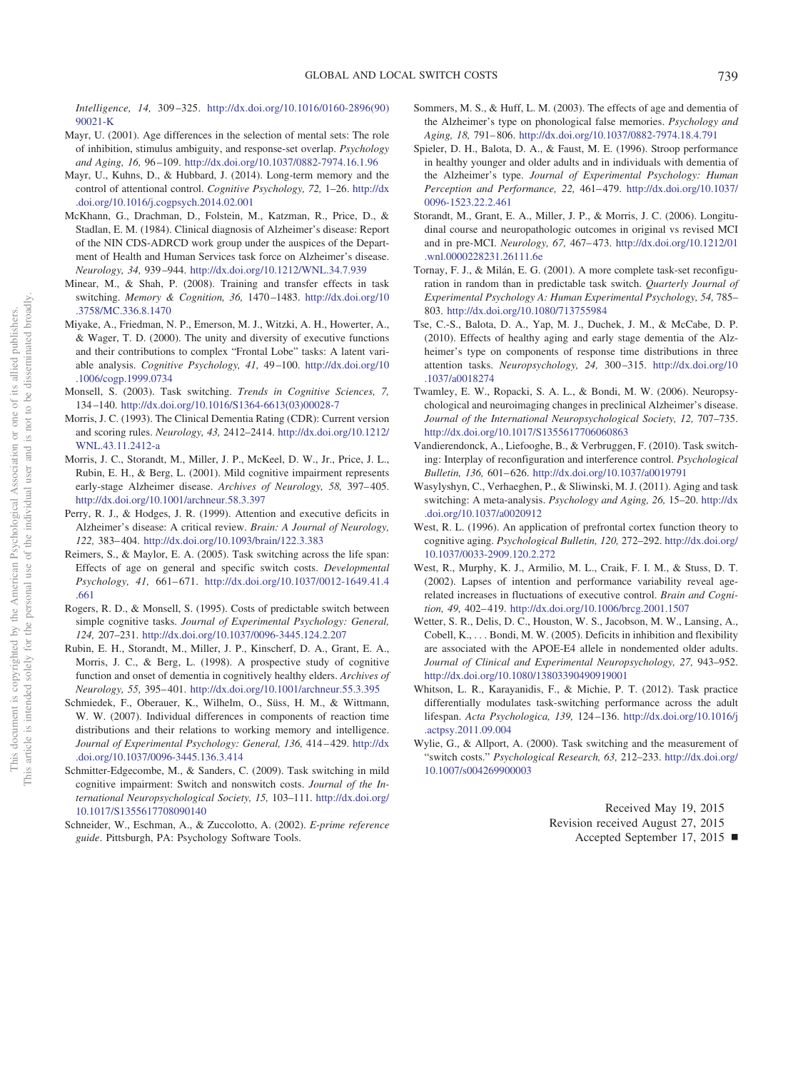*Intelligence, 14,* 309–325. http://dx.doi.org/10.1016/0160-2896(90)90021-K

Mayr, U. (2001). Age differences in the selection of mental sets: The role of inhibition, stimulus ambiguity, and response-set overlap. *Psychology and Aging, 16,* 96–109. http://dx.doi.org/10.1037/0882-7974.16.1.96

Mayr, U., Kuhns, D., & Hubbard, J. (2014). Long-term memory and the control of attentional control. *Cognitive Psychology, 72,* 1–26. http://dx.doi.org/10.1016/j.cogpsych.2014.02.001

McKhann, G., Drachman, D., Folstein, M., Katzman, R., Price, D., & Stadlan, E. M. (1984). Clinical diagnosis of Alzheimer's disease: Report of the NIN CDS-ADRCD work group under the auspices of the Department of Health and Human Services task force on Alzheimer's disease. *Neurology, 34,* 939–944. http://dx.doi.org/10.1212/WNL.34.7.939

Minear, M., & Shah, P. (2008). Training and transfer effects in task switching. *Memory & Cognition, 36,* 1470–1483. http://dx.doi.org/10.3758/MC.336.8.1470

Miyake, A., Friedman, N. P., Emerson, M. J., Witzki, A. H., Howerter, A., & Wager, T. D. (2000). The unity and diversity of executive functions and their contributions to complex "Frontal Lobe" tasks: A latent variable analysis. *Cognitive Psychology, 41,* 49–100. http://dx.doi.org/10.1006/cogp.1999.0734

Monsell, S. (2003). Task switching. *Trends in Cognitive Sciences, 7,* 134–140. http://dx.doi.org/10.1016/S1364-6613(03)00028-7

Morris, J. C. (1993). The Clinical Dementia Rating (CDR): Current version and scoring rules. *Neurology, 43,* 2412–2414. http://dx.doi.org/10.1212/WNL.43.11.2412-a

Morris, J. C., Storandt, M., Miller, J. P., McKeel, D. W., Jr., Price, J. L., Rubin, E. H., & Berg, L. (2001). Mild cognitive impairment represents early-stage Alzheimer disease. *Archives of Neurology, 58,* 397–405. http://dx.doi.org/10.1001/archneur.58.3.397

Perry, R. J., & Hodges, J. R. (1999). Attention and executive deficits in Alzheimer's disease: A critical review. *Brain: A Journal of Neurology, 122,* 383–404. http://dx.doi.org/10.1093/brain/122.3.383

Reimers, S., & Maylor, E. A. (2005). Task switching across the life span: Effects of age on general and specific switch costs. *Developmental Psychology, 41,* 661–671. http://dx.doi.org/10.1037/0012-1649.41.4.661

Rogers, R. D., & Monsell, S. (1995). Costs of predictable switch between simple cognitive tasks. *Journal of Experimental Psychology: General, 124,* 207–231. http://dx.doi.org/10.1037/0096-3445.124.2.207

Rubin, E. H., Storandt, M., Miller, J. P., Kinscherf, D. A., Grant, E. A., Morris, J. C., & Berg, L. (1998). A prospective study of cognitive function and onset of dementia in cognitively healthy elders. *Archives of Neurology, 55,* 395–401. http://dx.doi.org/10.1001/archneur.55.3.395

Schmiedek, F., Oberauer, K., Wilhelm, O., Süss, H. M., & Wittmann, W. W. (2007). Individual differences in components of reaction time distributions and their relations to working memory and intelligence. *Journal of Experimental Psychology: General, 136,* 414–429. http://dx.doi.org/10.1037/0096-3445.136.3.414

Schmitter-Edgecombe, M., & Sanders, C. (2009). Task switching in mild cognitive impairment: Switch and nonswitch costs. *Journal of the International Neuropsychological Society, 15,* 103–111. http://dx.doi.org/10.1017/S1355617708090140

Schneider, W., Eschman, A., & Zuccolotto, A. (2002). *E-prime reference guide*. Pittsburgh, PA: Psychology Software Tools.

Sommers, M. S., & Huff, L. M. (2003). The effects of age and dementia of the Alzheimer's type on phonological false memories. *Psychology and Aging, 18,* 791–806. http://dx.doi.org/10.1037/0882-7974.18.4.791

Spieler, D. H., Balota, D. A., & Faust, M. E. (1996). Stroop performance in healthy younger and older adults and in individuals with dementia of the Alzheimer's type. *Journal of Experimental Psychology: Human Perception and Performance, 22,* 461–479. http://dx.doi.org/10.1037/0096-1523.22.2.461

Storandt, M., Grant, E. A., Miller, J. P., & Morris, J. C. (2006). Longitudinal course and neuropathologic outcomes in original vs revised MCI and in pre-MCI. *Neurology, 67,* 467–473. http://dx.doi.org/10.1212/01.wnl.0000228231.26111.6e

Tornay, F. J., & Milán, E. G. (2001). A more complete task-set reconfiguration in random than in predictable task switch. *Quarterly Journal of Experimental Psychology A: Human Experimental Psychology, 54,* 785–803. http://dx.doi.org/10.1080/713755984

Tse, C.-S., Balota, D. A., Yap, M. J., Duchek, J. M., & McCabe, D. P. (2010). Effects of healthy aging and early stage dementia of the Alzheimer's type on components of response time distributions in three attention tasks. *Neuropsychology, 24,* 300–315. http://dx.doi.org/10.1037/a0018274

Twamley, E. W., Ropacki, S. A. L., & Bondi, M. W. (2006). Neuropsychological and neuroimaging changes in preclinical Alzheimer's disease. *Journal of the International Neuropsychological Society, 12,* 707–735. http://dx.doi.org/10.1017/S1355617706060863

Vandierendonck, A., Liefooghe, B., & Verbruggen, F. (2010). Task switching: Interplay of reconfiguration and interference control. *Psychological Bulletin, 136,* 601–626. http://dx.doi.org/10.1037/a0019791

Wasylyshyn, C., Verhaeghen, P., & Sliwinski, M. J. (2011). Aging and task switching: A meta-analysis. *Psychology and Aging, 26,* 15–20. http://dx.doi.org/10.1037/a0020912

West, R. L. (1996). An application of prefrontal cortex function theory to cognitive aging. *Psychological Bulletin, 120,* 272–292. http://dx.doi.org/10.1037/0033-2909.120.2.272

West, R., Murphy, K. J., Armilio, M. L., Craik, F. I. M., & Stuss, D. T. (2002). Lapses of intention and performance variability reveal age-related increases in fluctuations of executive control. *Brain and Cognition, 49,* 402–419. http://dx.doi.org/10.1006/brcg.2001.1507

Wetter, S. R., Delis, D. C., Houston, W. S., Jacobson, M. W., Lansing, A., Cobell, K., . . . Bondi, M. W. (2005). Deficits in inhibition and flexibility are associated with the APOE-E4 allele in nondemented older adults. *Journal of Clinical and Experimental Neuropsychology, 27,* 943–952. http://dx.doi.org/10.1080/13803390490919001

Whitson, L. R., Karayanidis, F., & Michie, P. T. (2012). Task practice differentially modulates task-switching performance across the adult lifespan. *Acta Psychologica, 139,* 124–136. http://dx.doi.org/10.1016/j.actpsy.2011.09.004

Wylie, G., & Allport, A. (2000). Task switching and the measurement of "switch costs." *Psychological Research, 63,* 212–233. http://dx.doi.org/10.1007/s004269900003

Received May 19, 2015
Revision received August 27, 2015
Accepted September 17, 2015 ■